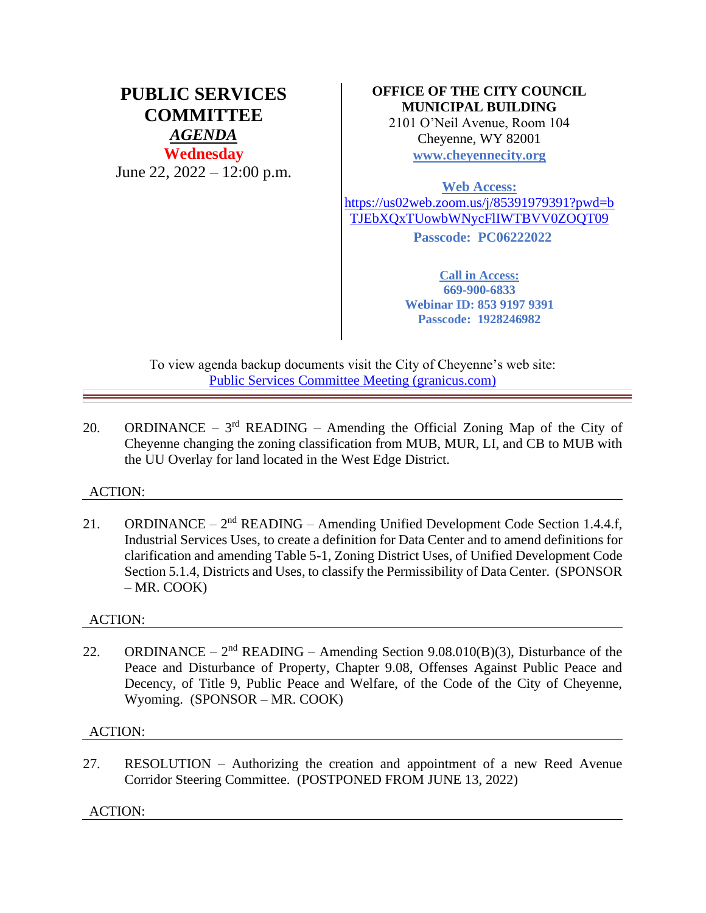# PUBLIC SERVICES COMMITTEE

***AGENDA***

**Wednesday**

June 22, 2022 – 12:00 p.m.

**OFFICE OF THE CITY COUNCIL**
**MUNICIPAL BUILDING**
2101 O'Neil Avenue, Room 104
Cheyenne, WY 82001
**www.cheyennecity.org**

**Web Access:**
https://us02web.zoom.us/j/85391979391?pwd=bTJEbXQxTUowbWNycFlIWTBVV0ZOQT09
**Passcode: PC06222022**

**Call in Access:**
**669-900-6833**
**Webinar ID: 853 9197 9391**
**Passcode: 1928246982**

To view agenda backup documents visit the City of Cheyenne's web site:
Public Services Committee Meeting (granicus.com)

---

20. ORDINANCE – 3rd READING – Amending the Official Zoning Map of the City of Cheyenne changing the zoning classification from MUB, MUR, LI, and CB to MUB with the UU Overlay for land located in the West Edge District.

ACTION:

---

21. ORDINANCE – 2nd READING – Amending Unified Development Code Section 1.4.4.f, Industrial Services Uses, to create a definition for Data Center and to amend definitions for clarification and amending Table 5-1, Zoning District Uses, of Unified Development Code Section 5.1.4, Districts and Uses, to classify the Permissibility of Data Center. (SPONSOR – MR. COOK)

ACTION:

---

22. ORDINANCE – 2nd READING – Amending Section 9.08.010(B)(3), Disturbance of the Peace and Disturbance of Property, Chapter 9.08, Offenses Against Public Peace and Decency, of Title 9, Public Peace and Welfare, of the Code of the City of Cheyenne, Wyoming. (SPONSOR – MR. COOK)

ACTION:

---

27. RESOLUTION – Authorizing the creation and appointment of a new Reed Avenue Corridor Steering Committee. (POSTPONED FROM JUNE 13, 2022)

ACTION:

---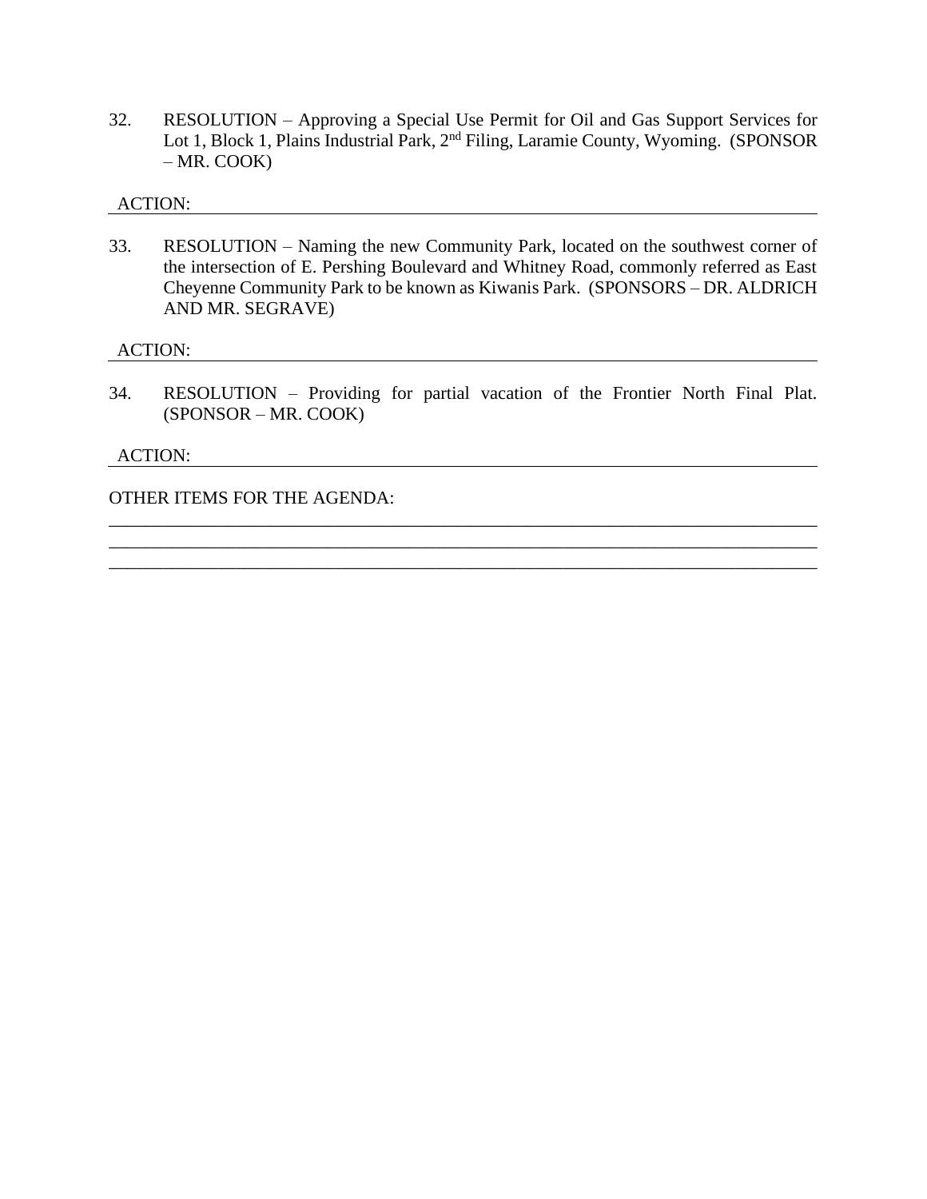32. RESOLUTION – Approving a Special Use Permit for Oil and Gas Support Services for Lot 1, Block 1, Plains Industrial Park, 2nd Filing, Laramie County, Wyoming. (SPONSOR – MR. COOK)

ACTION: ______________________________________________________________

33. RESOLUTION – Naming the new Community Park, located on the southwest corner of the intersection of E. Pershing Boulevard and Whitney Road, commonly referred as East Cheyenne Community Park to be known as Kiwanis Park. (SPONSORS – DR. ALDRICH AND MR. SEGRAVE)

ACTION: ______________________________________________________________

34. RESOLUTION – Providing for partial vacation of the Frontier North Final Plat. (SPONSOR – MR. COOK)

ACTION: ______________________________________________________________

OTHER ITEMS FOR THE AGENDA:

______________________________________________________________________

______________________________________________________________________

______________________________________________________________________